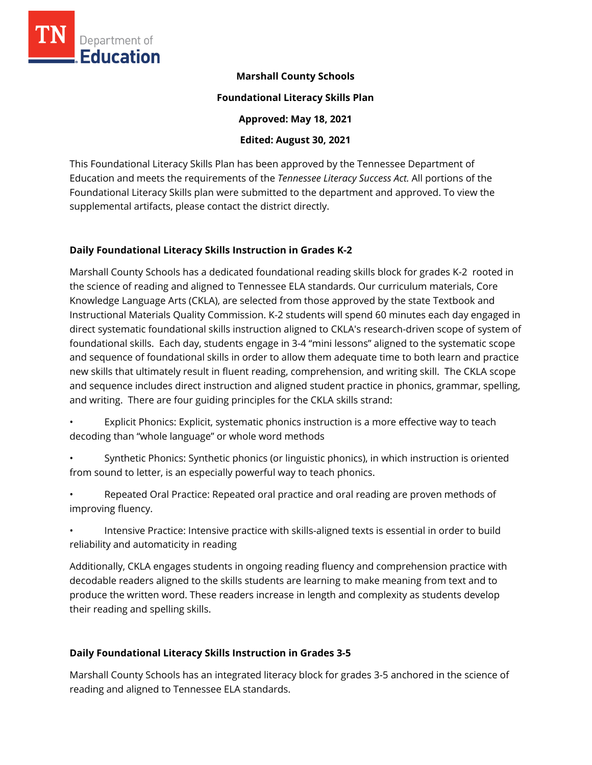**Marshall County Schools**

**Foundational Literacy Skills Plan**

**Approved: May 18, 2021**

**Edited: August 30, 2021**

This Foundational Literacy Skills Plan has been approved by the Tennessee Department of Education and meets the requirements of the *Tennessee Literacy Success Act.* All portions of the Foundational Literacy Skills plan were submitted to the department and approved. To view the supplemental artifacts, please contact the district directly.

## Daily Foundational Literacy Skills Instruction in Grades K-2

Marshall County Schools has a dedicated foundational reading skills block for grades K-2 rooted in the science of reading and aligned to Tennessee ELA standards. Our curriculum materials, Core Knowledge Language Arts (CKLA), are selected from those approved by the state Textbook and Instructional Materials Quality Commission. K-2 students will spend 60 minutes each day engaged in direct systematic foundational skills instruction aligned to CKLA's research-driven scope of system of foundational skills. Each day, students engage in 3-4 "mini lessons" aligned to the systematic scope and sequence of foundational skills in order to allow them adequate time to both learn and practice new skills that ultimately result in fluent reading, comprehension, and writing skill. The CKLA scope and sequence includes direct instruction and aligned student practice in phonics, grammar, spelling, and writing. There are four guiding principles for the CKLA skills strand:

- Explicit Phonics: Explicit, systematic phonics instruction is a more effective way to teach decoding than "whole language" or whole word methods
- Synthetic Phonics: Synthetic phonics (or linguistic phonics), in which instruction is oriented from sound to letter, is an especially powerful way to teach phonics.
- Repeated Oral Practice: Repeated oral practice and oral reading are proven methods of improving fluency.
- Intensive Practice: Intensive practice with skills-aligned texts is essential in order to build reliability and automaticity in reading

Additionally, CKLA engages students in ongoing reading fluency and comprehension practice with decodable readers aligned to the skills students are learning to make meaning from text and to produce the written word. These readers increase in length and complexity as students develop their reading and spelling skills.

## Daily Foundational Literacy Skills Instruction in Grades 3-5

Marshall County Schools has an integrated literacy block for grades 3-5 anchored in the science of reading and aligned to Tennessee ELA standards.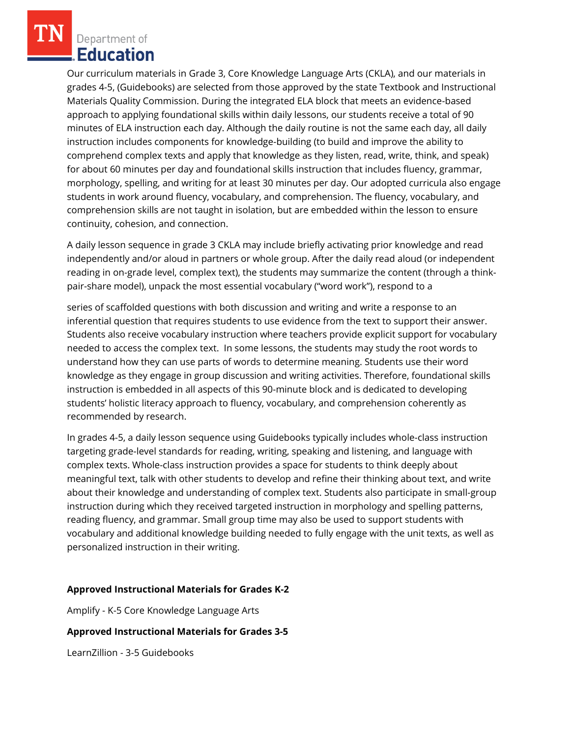Our curriculum materials in Grade 3, Core Knowledge Language Arts (CKLA), and our materials in grades 4-5, (Guidebooks) are selected from those approved by the state Textbook and Instructional Materials Quality Commission. During the integrated ELA block that meets an evidence-based approach to applying foundational skills within daily lessons, our students receive a total of 90 minutes of ELA instruction each day. Although the daily routine is not the same each day, all daily instruction includes components for knowledge-building (to build and improve the ability to comprehend complex texts and apply that knowledge as they listen, read, write, think, and speak) for about 60 minutes per day and foundational skills instruction that includes fluency, grammar, morphology, spelling, and writing for at least 30 minutes per day. Our adopted curricula also engage students in work around fluency, vocabulary, and comprehension. The fluency, vocabulary, and comprehension skills are not taught in isolation, but are embedded within the lesson to ensure continuity, cohesion, and connection.

A daily lesson sequence in grade 3 CKLA may include briefly activating prior knowledge and read independently and/or aloud in partners or whole group. After the daily read aloud (or independent reading in on-grade level, complex text), the students may summarize the content (through a think-pair-share model), unpack the most essential vocabulary ("word work"), respond to a series of scaffolded questions with both discussion and writing and write a response to an inferential question that requires students to use evidence from the text to support their answer. Students also receive vocabulary instruction where teachers provide explicit support for vocabulary needed to access the complex text. In some lessons, the students may study the root words to understand how they can use parts of words to determine meaning. Students use their word knowledge as they engage in group discussion and writing activities. Therefore, foundational skills instruction is embedded in all aspects of this 90-minute block and is dedicated to developing students' holistic literacy approach to fluency, vocabulary, and comprehension coherently as recommended by research.

In grades 4-5, a daily lesson sequence using Guidebooks typically includes whole-class instruction targeting grade-level standards for reading, writing, speaking and listening, and language with complex texts. Whole-class instruction provides a space for students to think deeply about meaningful text, talk with other students to develop and refine their thinking about text, and write about their knowledge and understanding of complex text. Students also participate in small-group instruction during which they received targeted instruction in morphology and spelling patterns, reading fluency, and grammar. Small group time may also be used to support students with vocabulary and additional knowledge building needed to fully engage with the unit texts, as well as personalized instruction in their writing.

**Approved Instructional Materials for Grades K-2**

Amplify - K-5 Core Knowledge Language Arts

**Approved Instructional Materials for Grades 3-5**

LearnZillion - 3-5 Guidebooks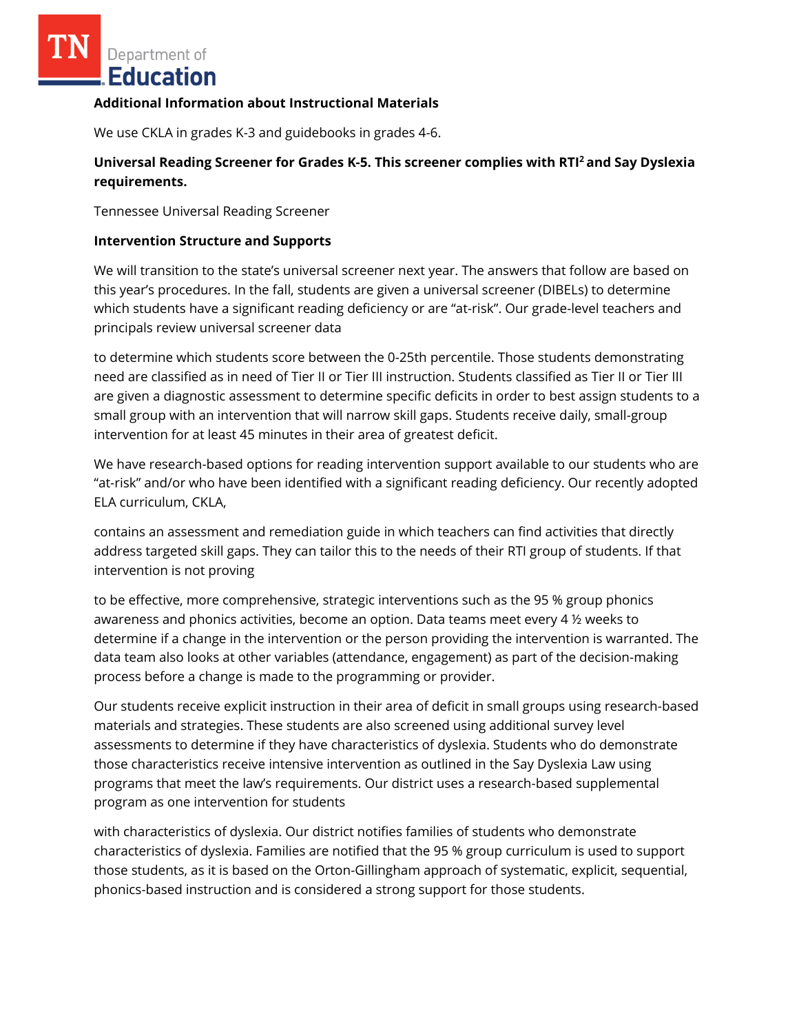**Additional Information about Instructional Materials**

We use CKLA in grades K-3 and guidebooks in grades 4-6.

**Universal Reading Screener for Grades K-5. This screener complies with RTI$^2$ and Say Dyslexia requirements.**

Tennessee Universal Reading Screener

**Intervention Structure and Supports**

We will transition to the state's universal screener next year. The answers that follow are based on this year's procedures. In the fall, students are given a universal screener (DIBELs) to determine which students have a significant reading deficiency or are "at-risk". Our grade-level teachers and principals review universal screener data

to determine which students score between the 0-25th percentile. Those students demonstrating need are classified as in need of Tier II or Tier III instruction. Students classified as Tier II or Tier III are given a diagnostic assessment to determine specific deficits in order to best assign students to a small group with an intervention that will narrow skill gaps. Students receive daily, small-group intervention for at least 45 minutes in their area of greatest deficit.

We have research-based options for reading intervention support available to our students who are "at-risk" and/or who have been identified with a significant reading deficiency. Our recently adopted ELA curriculum, CKLA,

contains an assessment and remediation guide in which teachers can find activities that directly address targeted skill gaps. They can tailor this to the needs of their RTI group of students. If that intervention is not proving

to be effective, more comprehensive, strategic interventions such as the 95 % group phonics awareness and phonics activities, become an option. Data teams meet every 4 ½ weeks to determine if a change in the intervention or the person providing the intervention is warranted. The data team also looks at other variables (attendance, engagement) as part of the decision-making process before a change is made to the programming or provider.

Our students receive explicit instruction in their area of deficit in small groups using research-based materials and strategies. These students are also screened using additional survey level assessments to determine if they have characteristics of dyslexia. Students who do demonstrate those characteristics receive intensive intervention as outlined in the Say Dyslexia Law using programs that meet the law's requirements. Our district uses a research-based supplemental program as one intervention for students

with characteristics of dyslexia. Our district notifies families of students who demonstrate characteristics of dyslexia. Families are notified that the 95 % group curriculum is used to support those students, as it is based on the Orton-Gillingham approach of systematic, explicit, sequential, phonics-based instruction and is considered a strong support for those students.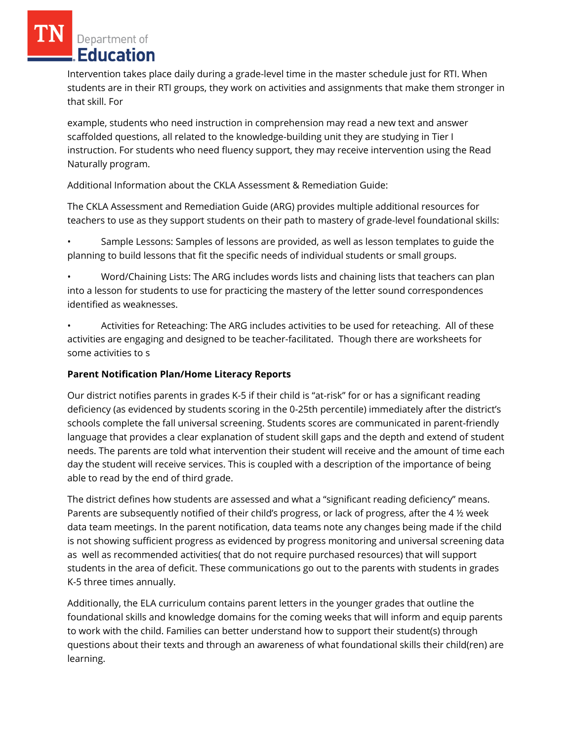Intervention takes place daily during a grade-level time in the master schedule just for RTI. When students are in their RTI groups, they work on activities and assignments that make them stronger in that skill. For

example, students who need instruction in comprehension may read a new text and answer scaffolded questions, all related to the knowledge-building unit they are studying in Tier I instruction. For students who need fluency support, they may receive intervention using the Read Naturally program.

Additional Information about the CKLA Assessment & Remediation Guide:

The CKLA Assessment and Remediation Guide (ARG) provides multiple additional resources for teachers to use as they support students on their path to mastery of grade-level foundational skills:

- Sample Lessons: Samples of lessons are provided, as well as lesson templates to guide the planning to build lessons that fit the specific needs of individual students or small groups.
- Word/Chaining Lists: The ARG includes words lists and chaining lists that teachers can plan into a lesson for students to use for practicing the mastery of the letter sound correspondences identified as weaknesses.
- Activities for Reteaching: The ARG includes activities to be used for reteaching. All of these activities are engaging and designed to be teacher-facilitated. Though there are worksheets for some activities to s

**Parent Notification Plan/Home Literacy Reports**

Our district notifies parents in grades K-5 if their child is "at-risk" for or has a significant reading deficiency (as evidenced by students scoring in the 0-25th percentile) immediately after the district's schools complete the fall universal screening. Students scores are communicated in parent-friendly language that provides a clear explanation of student skill gaps and the depth and extend of student needs. The parents are told what intervention their student will receive and the amount of time each day the student will receive services. This is coupled with a description of the importance of being able to read by the end of third grade.

The district defines how students are assessed and what a "significant reading deficiency" means. Parents are subsequently notified of their child's progress, or lack of progress, after the 4 ½ week data team meetings. In the parent notification, data teams note any changes being made if the child is not showing sufficient progress as evidenced by progress monitoring and universal screening data as well as recommended activities( that do not require purchased resources) that will support students in the area of deficit. These communications go out to the parents with students in grades K-5 three times annually.

Additionally, the ELA curriculum contains parent letters in the younger grades that outline the foundational skills and knowledge domains for the coming weeks that will inform and equip parents to work with the child. Families can better understand how to support their student(s) through questions about their texts and through an awareness of what foundational skills their child(ren) are learning.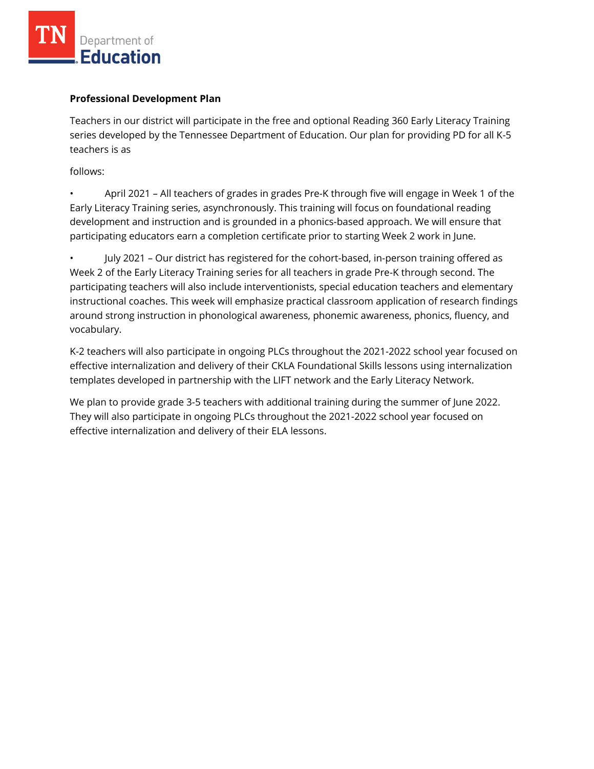**Professional Development Plan**

Teachers in our district will participate in the free and optional Reading 360 Early Literacy Training series developed by the Tennessee Department of Education. Our plan for providing PD for all K-5 teachers is as

follows:

- April 2021 – All teachers of grades in grades Pre-K through five will engage in Week 1 of the Early Literacy Training series, asynchronously. This training will focus on foundational reading development and instruction and is grounded in a phonics-based approach. We will ensure that participating educators earn a completion certificate prior to starting Week 2 work in June.

- July 2021 – Our district has registered for the cohort-based, in-person training offered as Week 2 of the Early Literacy Training series for all teachers in grade Pre-K through second. The participating teachers will also include interventionists, special education teachers and elementary instructional coaches. This week will emphasize practical classroom application of research findings around strong instruction in phonological awareness, phonemic awareness, phonics, fluency, and vocabulary.

K-2 teachers will also participate in ongoing PLCs throughout the 2021-2022 school year focused on effective internalization and delivery of their CKLA Foundational Skills lessons using internalization templates developed in partnership with the LIFT network and the Early Literacy Network.

We plan to provide grade 3-5 teachers with additional training during the summer of June 2022. They will also participate in ongoing PLCs throughout the 2021-2022 school year focused on effective internalization and delivery of their ELA lessons.